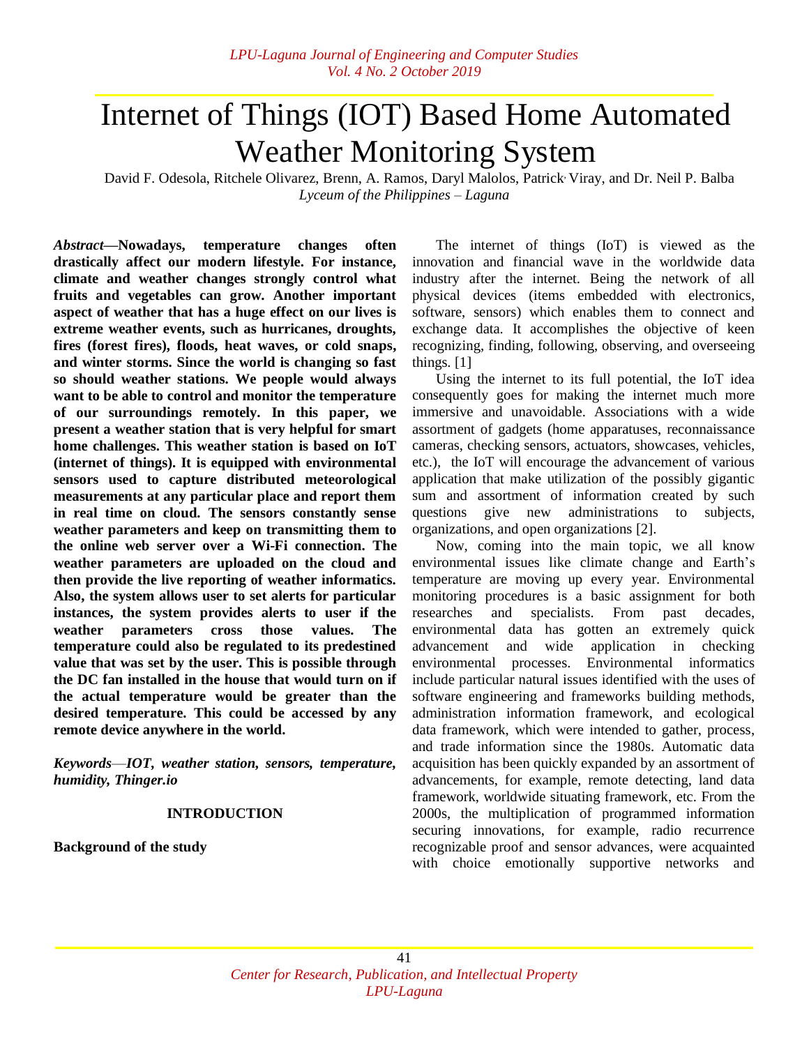# Internet of Things (IOT) Based Home Automated Weather Monitoring System

David F. Odesola, Ritchele Olivarez, Brenn, A. Ramos, Daryl Malolos, Patrick, Viray, and Dr. Neil P. Balba
*Lyceum of the Philippines – Laguna*

***Abstract*—Nowadays, temperature changes often drastically affect our modern lifestyle. For instance, climate and weather changes strongly control what fruits and vegetables can grow. Another important aspect of weather that has a huge effect on our lives is extreme weather events, such as hurricanes, droughts, fires (forest fires), floods, heat waves, or cold snaps, and winter storms. Since the world is changing so fast so should weather stations. We people would always want to be able to control and monitor the temperature of our surroundings remotely. In this paper, we present a weather station that is very helpful for smart home challenges. This weather station is based on IoT (internet of things). It is equipped with environmental sensors used to capture distributed meteorological measurements at any particular place and report them in real time on cloud. The sensors constantly sense weather parameters and keep on transmitting them to the online web server over a Wi-Fi connection. The weather parameters are uploaded on the cloud and then provide the live reporting of weather informatics. Also, the system allows user to set alerts for particular instances, the system provides alerts to user if the weather parameters cross those values. The temperature could also be regulated to its predestined value that was set by the user. This is possible through the DC fan installed in the house that would turn on if the actual temperature would be greater than the desired temperature. This could be accessed by any remote device anywhere in the world.**

***Keywords*—*IOT, weather station, sensors, temperature, humidity, Thinger.io***

## INTRODUCTION

### Background of the study

The internet of things (IoT) is viewed as the innovation and financial wave in the worldwide data industry after the internet. Being the network of all physical devices (items embedded with electronics, software, sensors) which enables them to connect and exchange data. It accomplishes the objective of keen recognizing, finding, following, observing, and overseeing things. [1]

Using the internet to its full potential, the IoT idea consequently goes for making the internet much more immersive and unavoidable. Associations with a wide assortment of gadgets (home apparatuses, reconnaissance cameras, checking sensors, actuators, showcases, vehicles, etc.), the IoT will encourage the advancement of various application that make utilization of the possibly gigantic sum and assortment of information created by such questions give new administrations to subjects, organizations, and open organizations [2].

Now, coming into the main topic, we all know environmental issues like climate change and Earth's temperature are moving up every year. Environmental monitoring procedures is a basic assignment for both researches and specialists. From past decades, environmental data has gotten an extremely quick advancement and wide application in checking environmental processes. Environmental informatics include particular natural issues identified with the uses of software engineering and frameworks building methods, administration information framework, and ecological data framework, which were intended to gather, process, and trade information since the 1980s. Automatic data acquisition has been quickly expanded by an assortment of advancements, for example, remote detecting, land data framework, worldwide situating framework, etc. From the 2000s, the multiplication of programmed information securing innovations, for example, radio recurrence recognizable proof and sensor advances, were acquainted with choice emotionally supportive networks and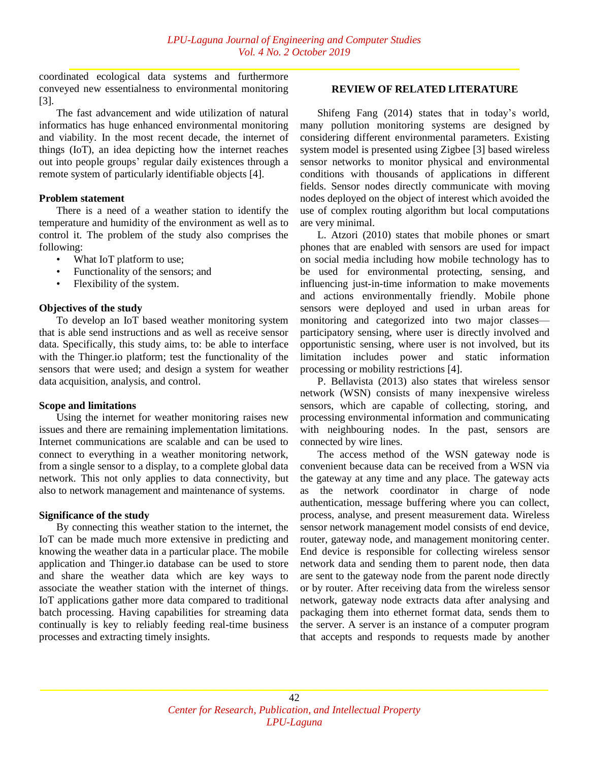coordinated ecological data systems and furthermore conveyed new essentialness to environmental monitoring [3].

The fast advancement and wide utilization of natural informatics has huge enhanced environmental monitoring and viability. In the most recent decade, the internet of things (IoT), an idea depicting how the internet reaches out into people groups' regular daily existences through a remote system of particularly identifiable objects [4].

**Problem statement**

There is a need of a weather station to identify the temperature and humidity of the environment as well as to control it. The problem of the study also comprises the following:

- What IoT platform to use;
- Functionality of the sensors; and
- Flexibility of the system.

**Objectives of the study**

To develop an IoT based weather monitoring system that is able send instructions and as well as receive sensor data. Specifically, this study aims, to: be able to interface with the Thinger.io platform; test the functionality of the sensors that were used; and design a system for weather data acquisition, analysis, and control.

**Scope and limitations**

Using the internet for weather monitoring raises new issues and there are remaining implementation limitations. Internet communications are scalable and can be used to connect to everything in a weather monitoring network, from a single sensor to a display, to a complete global data network. This not only applies to data connectivity, but also to network management and maintenance of systems.

**Significance of the study**

By connecting this weather station to the internet, the IoT can be made much more extensive in predicting and knowing the weather data in a particular place. The mobile application and Thinger.io database can be used to store and share the weather data which are key ways to associate the weather station with the internet of things. IoT applications gather more data compared to traditional batch processing. Having capabilities for streaming data continually is key to reliably feeding real-time business processes and extracting timely insights.

**REVIEW OF RELATED LITERATURE**

Shifeng Fang (2014) states that in today's world, many pollution monitoring systems are designed by considering different environmental parameters. Existing system model is presented using Zigbee [3] based wireless sensor networks to monitor physical and environmental conditions with thousands of applications in different fields. Sensor nodes directly communicate with moving nodes deployed on the object of interest which avoided the use of complex routing algorithm but local computations are very minimal.

L. Atzori (2010) states that mobile phones or smart phones that are enabled with sensors are used for impact on social media including how mobile technology has to be used for environmental protecting, sensing, and influencing just-in-time information to make movements and actions environmentally friendly. Mobile phone sensors were deployed and used in urban areas for monitoring and categorized into two major classes—participatory sensing, where user is directly involved and opportunistic sensing, where user is not involved, but its limitation includes power and static information processing or mobility restrictions [4].

P. Bellavista (2013) also states that wireless sensor network (WSN) consists of many inexpensive wireless sensors, which are capable of collecting, storing, and processing environmental information and communicating with neighbouring nodes. In the past, sensors are connected by wire lines.

The access method of the WSN gateway node is convenient because data can be received from a WSN via the gateway at any time and any place. The gateway acts as the network coordinator in charge of node authentication, message buffering where you can collect, process, analyse, and present measurement data. Wireless sensor network management model consists of end device, router, gateway node, and management monitoring center. End device is responsible for collecting wireless sensor network data and sending them to parent node, then data are sent to the gateway node from the parent node directly or by router. After receiving data from the wireless sensor network, gateway node extracts data after analysing and packaging them into ethernet format data, sends them to the server. A server is an instance of a computer program that accepts and responds to requests made by another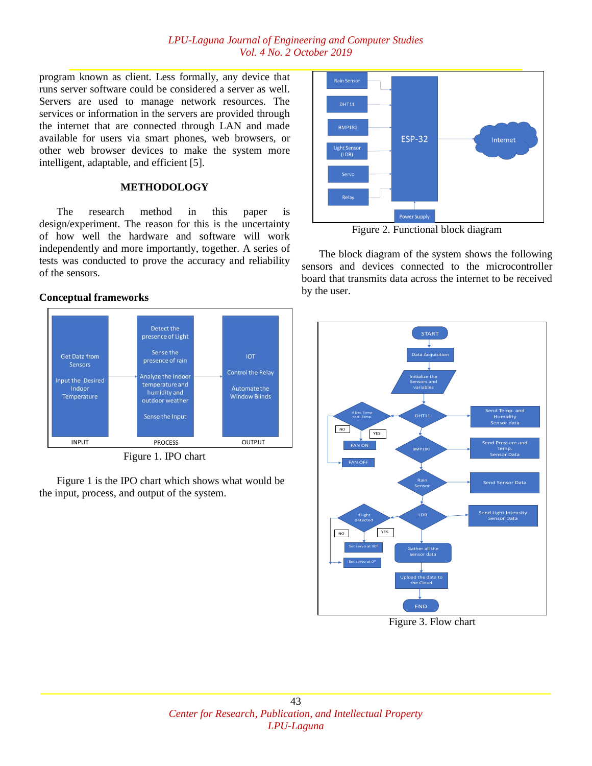program known as client. Less formally, any device that runs server software could be considered a server as well. Servers are used to manage network resources. The services or information in the servers are provided through the internet that are connected through LAN and made available for users via smart phones, web browsers, or other web browser devices to make the system more intelligent, adaptable, and efficient [5].

## METHODOLOGY

The research method in this paper is design/experiment. The reason for this is the uncertainty of how well the hardware and software will work independently and more importantly, together. A series of tests was conducted to prove the accuracy and reliability of the sensors.

### Conceptual frameworks

Figure 1. IPO chart

Figure 1 is the IPO chart which shows what would be the input, process, and output of the system.

Figure 2. Functional block diagram

The block diagram of the system shows the following sensors and devices connected to the microcontroller board that transmits data across the internet to be received by the user.

Figure 3. Flow chart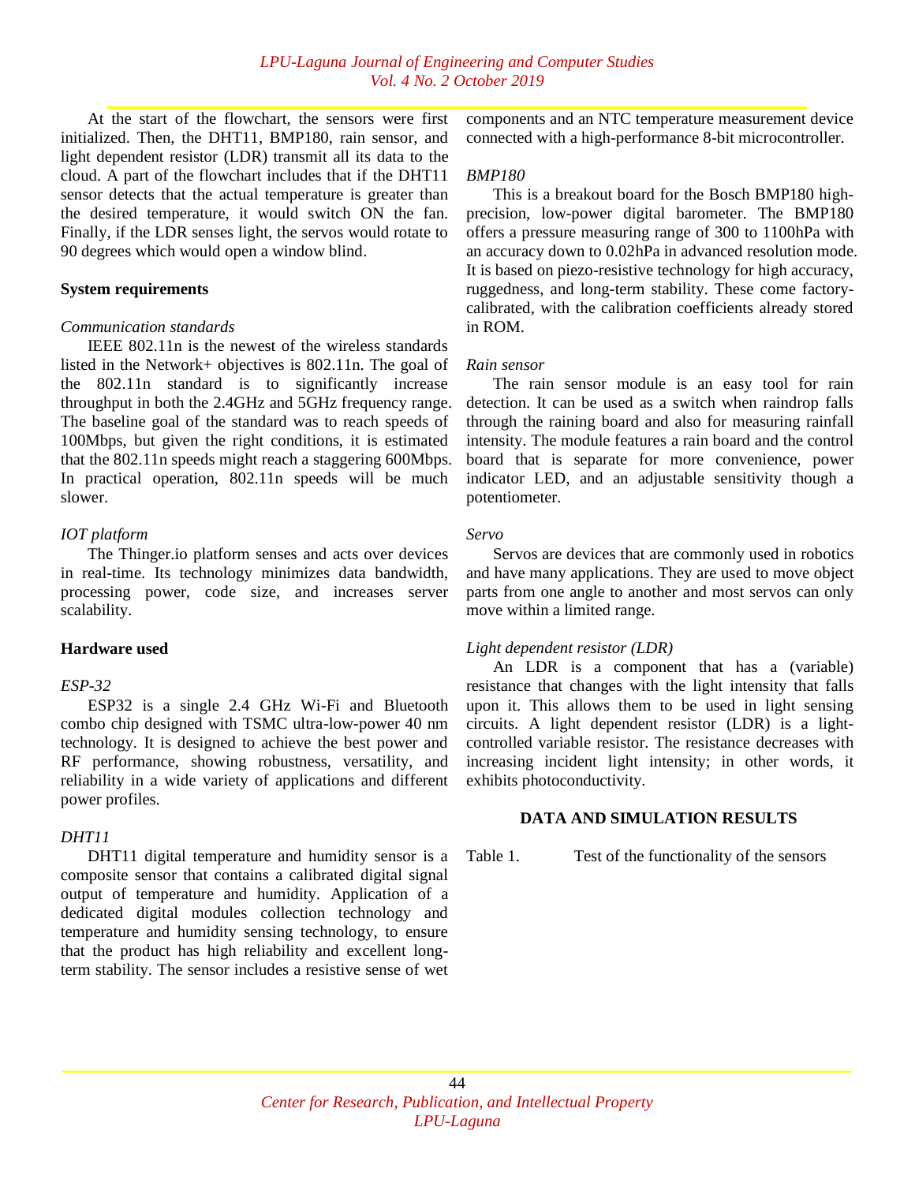At the start of the flowchart, the sensors were first initialized. Then, the DHT11, BMP180, rain sensor, and light dependent resistor (LDR) transmit all its data to the cloud. A part of the flowchart includes that if the DHT11 sensor detects that the actual temperature is greater than the desired temperature, it would switch ON the fan. Finally, if the LDR senses light, the servos would rotate to 90 degrees which would open a window blind.

**System requirements**

*Communication standards*

IEEE 802.11n is the newest of the wireless standards listed in the Network+ objectives is 802.11n. The goal of the 802.11n standard is to significantly increase throughput in both the 2.4GHz and 5GHz frequency range. The baseline goal of the standard was to reach speeds of 100Mbps, but given the right conditions, it is estimated that the 802.11n speeds might reach a staggering 600Mbps. In practical operation, 802.11n speeds will be much slower.

*IOT platform*

The Thinger.io platform senses and acts over devices in real-time. Its technology minimizes data bandwidth, processing power, code size, and increases server scalability.

**Hardware used**

*ESP-32*

ESP32 is a single 2.4 GHz Wi-Fi and Bluetooth combo chip designed with TSMC ultra-low-power 40 nm technology. It is designed to achieve the best power and RF performance, showing robustness, versatility, and reliability in a wide variety of applications and different power profiles.

*DHT11*

DHT11 digital temperature and humidity sensor is a composite sensor that contains a calibrated digital signal output of temperature and humidity. Application of a dedicated digital modules collection technology and temperature and humidity sensing technology, to ensure that the product has high reliability and excellent long-term stability. The sensor includes a resistive sense of wet components and an NTC temperature measurement device connected with a high-performance 8-bit microcontroller.

*BMP180*

This is a breakout board for the Bosch BMP180 high-precision, low-power digital barometer. The BMP180 offers a pressure measuring range of 300 to 1100hPa with an accuracy down to 0.02hPa in advanced resolution mode. It is based on piezo-resistive technology for high accuracy, ruggedness, and long-term stability. These come factory-calibrated, with the calibration coefficients already stored in ROM.

*Rain sensor*

The rain sensor module is an easy tool for rain detection. It can be used as a switch when raindrop falls through the raining board and also for measuring rainfall intensity. The module features a rain board and the control board that is separate for more convenience, power indicator LED, and an adjustable sensitivity though a potentiometer.

*Servo*

Servos are devices that are commonly used in robotics and have many applications. They are used to move object parts from one angle to another and most servos can only move within a limited range.

*Light dependent resistor (LDR)*

An LDR is a component that has a (variable) resistance that changes with the light intensity that falls upon it. This allows them to be used in light sensing circuits. A light dependent resistor (LDR) is a light-controlled variable resistor. The resistance decreases with increasing incident light intensity; in other words, it exhibits photoconductivity.

## DATA AND SIMULATION RESULTS

Table 1. Test of the functionality of the sensors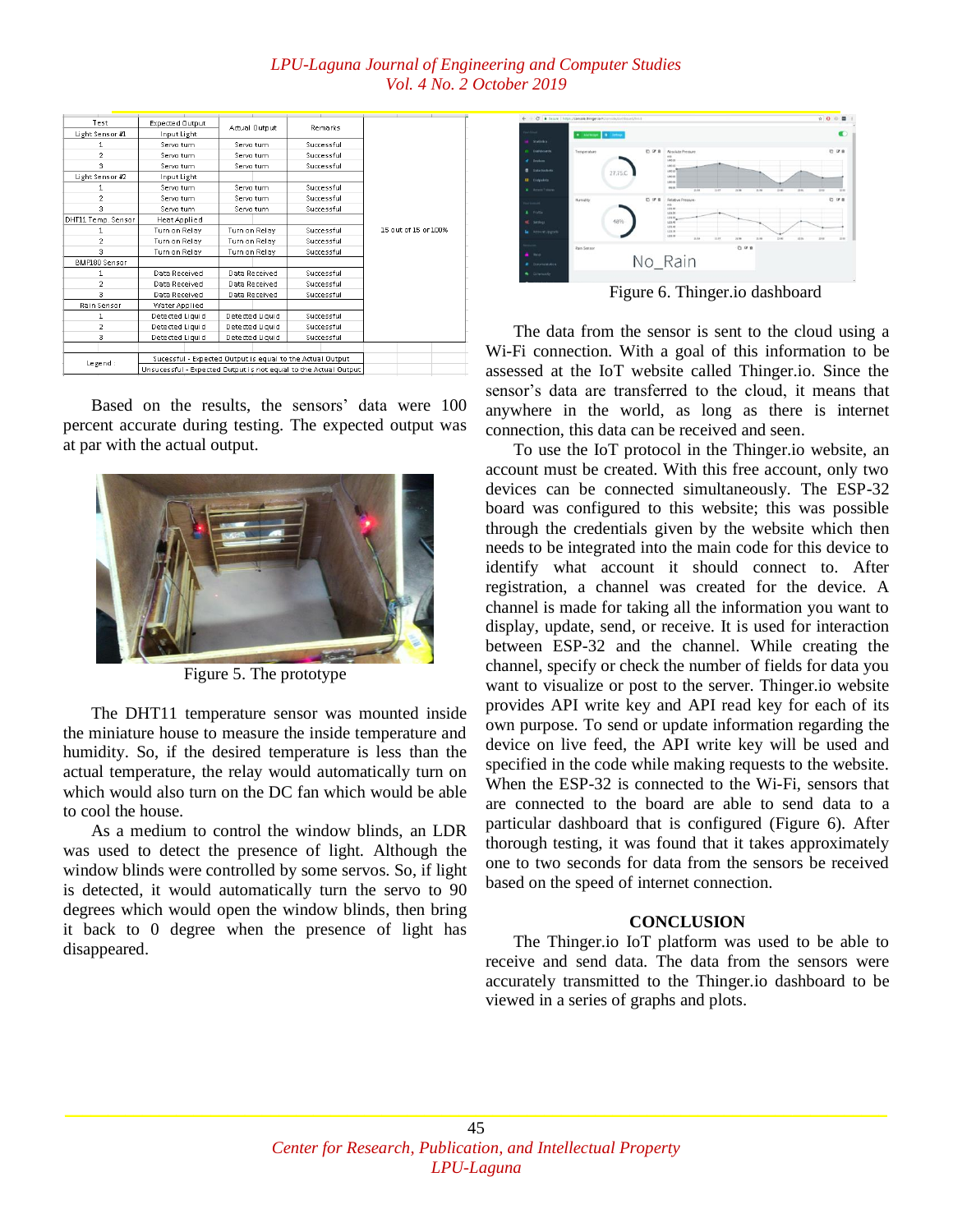| Test | Expected Output | Actual Output | Remarks | |
|---|---|---|---|---|
| Light Sensor #1 | Input Light | | | |
| 1 | Servo turn | Servo turn | Successful | |
| 2 | Servo turn | Servo turn | Successful | |
| 3 | Servo turn | Servo turn | Successful | |
| Light Sensor #2 | Input Light | | | |
| 1 | Servo turn | Servo turn | Successful | |
| 2 | Servo turn | Servo turn | Successful | |
| 3 | Servo turn | Servo turn | Successful | |
| DHT11 Temp. Sensor | Heat Applied | | | |
| 1 | Turn on Relay | Turn on Relay | Successful | 15 out of 15 or 100% |
| 2 | Turn on Relay | Turn on Relay | Successful | |
| 3 | Turn on Relay | Turn on Relay | Successful | |
| BMP180 Sensor | | | | |
| 1 | Data Received | Data Received | Successful | |
| 2 | Data Received | Data Received | Successful | |
| 3 | Data Received | Data Received | Successful | |
| Rain Sensor | Water Applied | | | |
| 1 | Detected Liquid | Detected Liquid | Successful | |
| 2 | Detected Liquid | Detected Liquid | Successful | |
| 3 | Detected Liquid | Detected Liquid | Successful | |
| Legend | Sucessful - Expected Output is equal to the Actual Output | | | |
| | Unsucessful - Expected Output is not equal to the Actual Output | | | |

Based on the results, the sensors' data were 100 percent accurate during testing. The expected output was at par with the actual output.

Figure 5. The prototype

The DHT11 temperature sensor was mounted inside the miniature house to measure the inside temperature and humidity. So, if the desired temperature is less than the actual temperature, the relay would automatically turn on which would also turn on the DC fan which would be able to cool the house.

As a medium to control the window blinds, an LDR was used to detect the presence of light. Although the window blinds were controlled by some servos. So, if light is detected, it would automatically turn the servo to 90 degrees which would open the window blinds, then bring it back to 0 degree when the presence of light has disappeared.

Figure 6. Thinger.io dashboard

The data from the sensor is sent to the cloud using a Wi-Fi connection. With a goal of this information to be assessed at the IoT website called Thinger.io. Since the sensor's data are transferred to the cloud, it means that anywhere in the world, as long as there is internet connection, this data can be received and seen.

To use the IoT protocol in the Thinger.io website, an account must be created. With this free account, only two devices can be connected simultaneously. The ESP-32 board was configured to this website; this was possible through the credentials given by the website which then needs to be integrated into the main code for this device to identify what account it should connect to. After registration, a channel was created for the device. A channel is made for taking all the information you want to display, update, send, or receive. It is used for interaction between ESP-32 and the channel. While creating the channel, specify or check the number of fields for data you want to visualize or post to the server. Thinger.io website provides API write key and API read key for each of its own purpose. To send or update information regarding the device on live feed, the API write key will be used and specified in the code while making requests to the website. When the ESP-32 is connected to the Wi-Fi, sensors that are connected to the board are able to send data to a particular dashboard that is configured (Figure 6). After thorough testing, it was found that it takes approximately one to two seconds for data from the sensors be received based on the speed of internet connection.

## CONCLUSION

The Thinger.io IoT platform was used to be able to receive and send data. The data from the sensors were accurately transmitted to the Thinger.io dashboard to be viewed in a series of graphs and plots.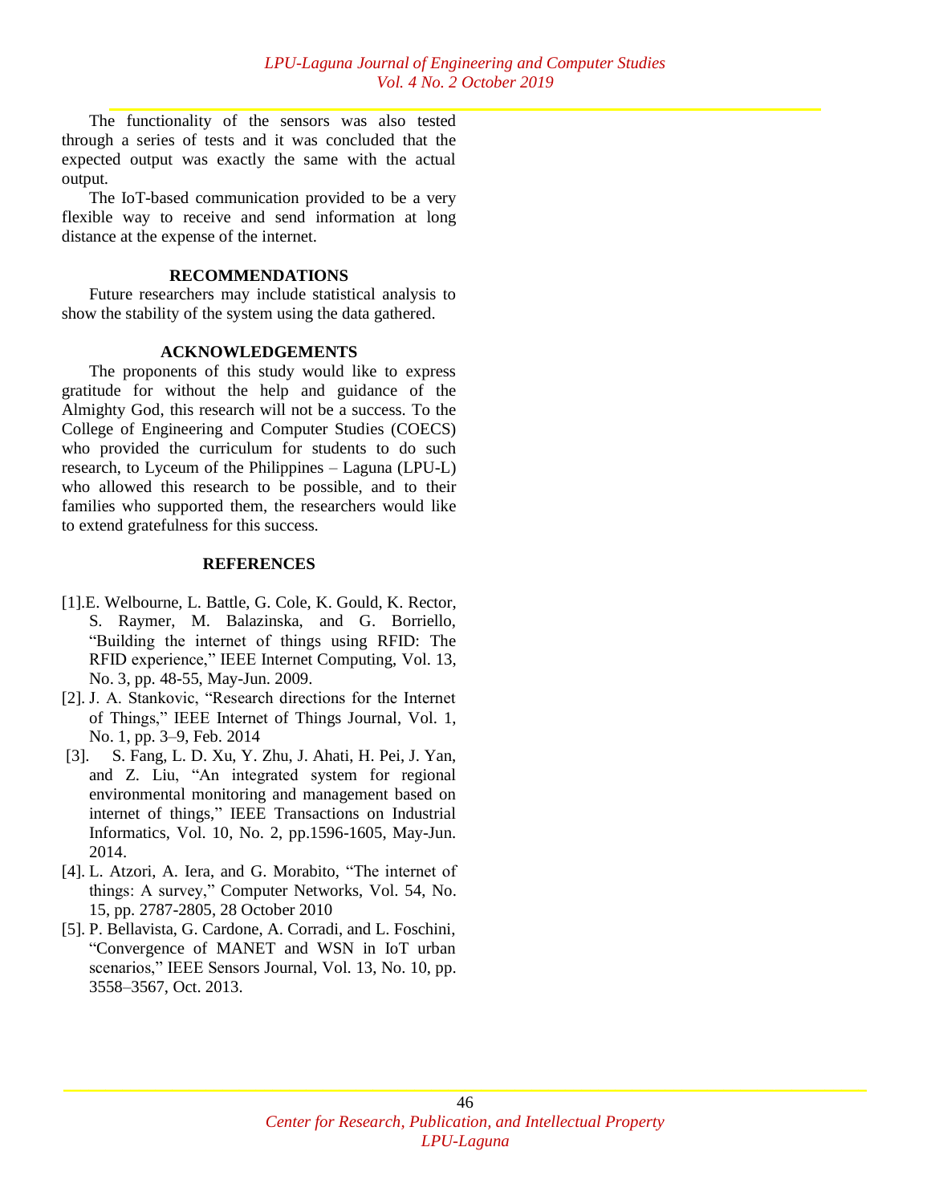The functionality of the sensors was also tested through a series of tests and it was concluded that the expected output was exactly the same with the actual output.

The IoT-based communication provided to be a very flexible way to receive and send information at long distance at the expense of the internet.

## RECOMMENDATIONS

Future researchers may include statistical analysis to show the stability of the system using the data gathered.

## ACKNOWLEDGEMENTS

The proponents of this study would like to express gratitude for without the help and guidance of the Almighty God, this research will not be a success. To the College of Engineering and Computer Studies (COECS) who provided the curriculum for students to do such research, to Lyceum of the Philippines – Laguna (LPU-L) who allowed this research to be possible, and to their families who supported them, the researchers would like to extend gratefulness for this success.

## REFERENCES

[1]. E. Welbourne, L. Battle, G. Cole, K. Gould, K. Rector, S. Raymer, M. Balazinska, and G. Borriello, "Building the internet of things using RFID: The RFID experience," IEEE Internet Computing, Vol. 13, No. 3, pp. 48-55, May-Jun. 2009.

[2]. J. A. Stankovic, "Research directions for the Internet of Things," IEEE Internet of Things Journal, Vol. 1, No. 1, pp. 3–9, Feb. 2014

[3]. S. Fang, L. D. Xu, Y. Zhu, J. Ahati, H. Pei, J. Yan, and Z. Liu, "An integrated system for regional environmental monitoring and management based on internet of things," IEEE Transactions on Industrial Informatics, Vol. 10, No. 2, pp.1596-1605, May-Jun. 2014.

[4]. L. Atzori, A. Iera, and G. Morabito, "The internet of things: A survey," Computer Networks, Vol. 54, No. 15, pp. 2787-2805, 28 October 2010

[5]. P. Bellavista, G. Cardone, A. Corradi, and L. Foschini, "Convergence of MANET and WSN in IoT urban scenarios," IEEE Sensors Journal, Vol. 13, No. 10, pp. 3558–3567, Oct. 2013.